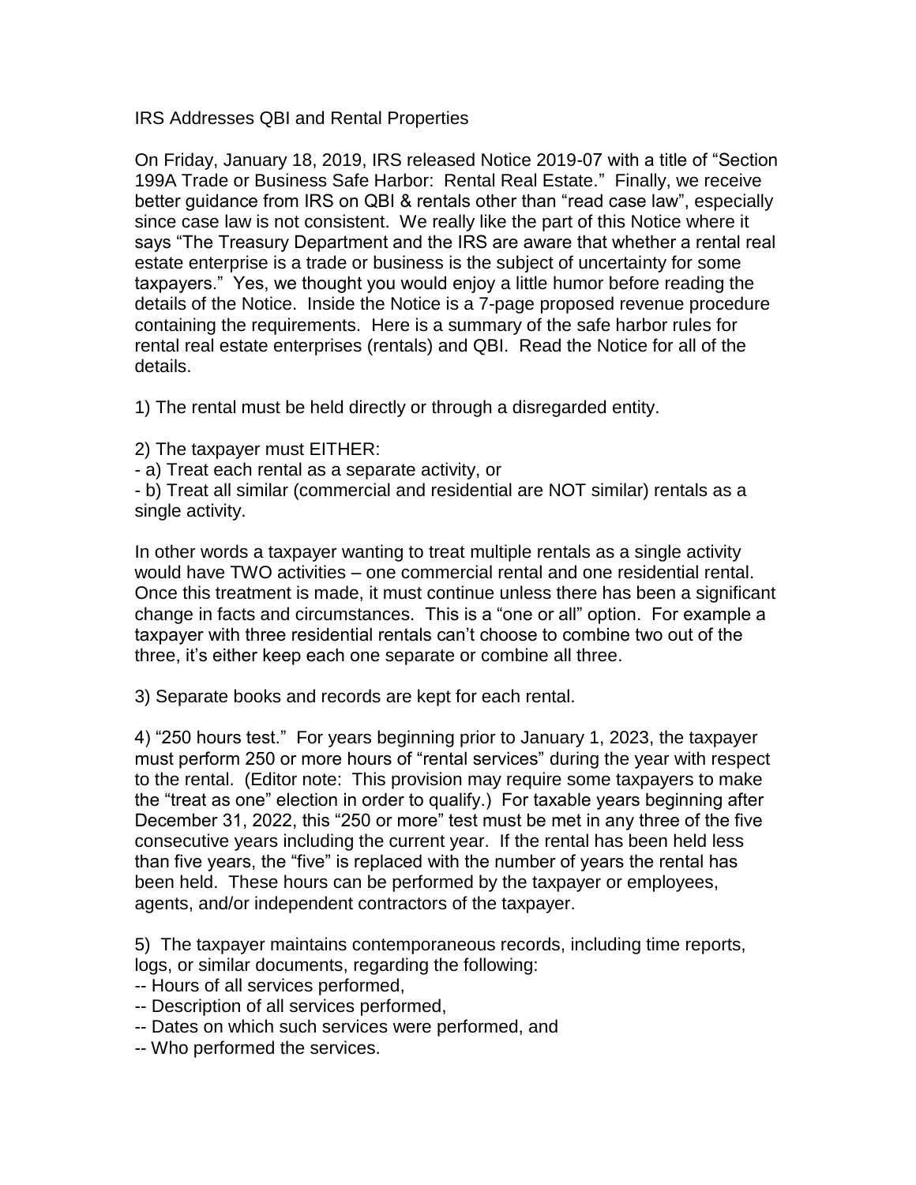# IRS Addresses QBI and Rental Properties

On Friday, January 18, 2019, IRS released Notice 2019-07 with a title of "Section 199A Trade or Business Safe Harbor: Rental Real Estate." Finally, we receive better guidance from IRS on QBI & rentals other than "read case law", especially since case law is not consistent. We really like the part of this Notice where it says "The Treasury Department and the IRS are aware that whether a rental real estate enterprise is a trade or business is the subject of uncertainty for some taxpayers." Yes, we thought you would enjoy a little humor before reading the details of the Notice. Inside the Notice is a 7-page proposed revenue procedure containing the requirements. Here is a summary of the safe harbor rules for rental real estate enterprises (rentals) and QBI. Read the Notice for all of the details.

1) The rental must be held directly or through a disregarded entity.

2) The taxpayer must EITHER:
- a) Treat each rental as a separate activity, or
- b) Treat all similar (commercial and residential are NOT similar) rentals as a single activity.

In other words a taxpayer wanting to treat multiple rentals as a single activity would have TWO activities – one commercial rental and one residential rental. Once this treatment is made, it must continue unless there has been a significant change in facts and circumstances. This is a "one or all" option. For example a taxpayer with three residential rentals can't choose to combine two out of the three, it's either keep each one separate or combine all three.

3) Separate books and records are kept for each rental.

4) "250 hours test." For years beginning prior to January 1, 2023, the taxpayer must perform 250 or more hours of "rental services" during the year with respect to the rental. (Editor note: This provision may require some taxpayers to make the "treat as one" election in order to qualify.) For taxable years beginning after December 31, 2022, this "250 or more" test must be met in any three of the five consecutive years including the current year. If the rental has been held less than five years, the "five" is replaced with the number of years the rental has been held. These hours can be performed by the taxpayer or employees, agents, and/or independent contractors of the taxpayer.

5) The taxpayer maintains contemporaneous records, including time reports, logs, or similar documents, regarding the following:
- -- Hours of all services performed,
- -- Description of all services performed,
- -- Dates on which such services were performed, and
- -- Who performed the services.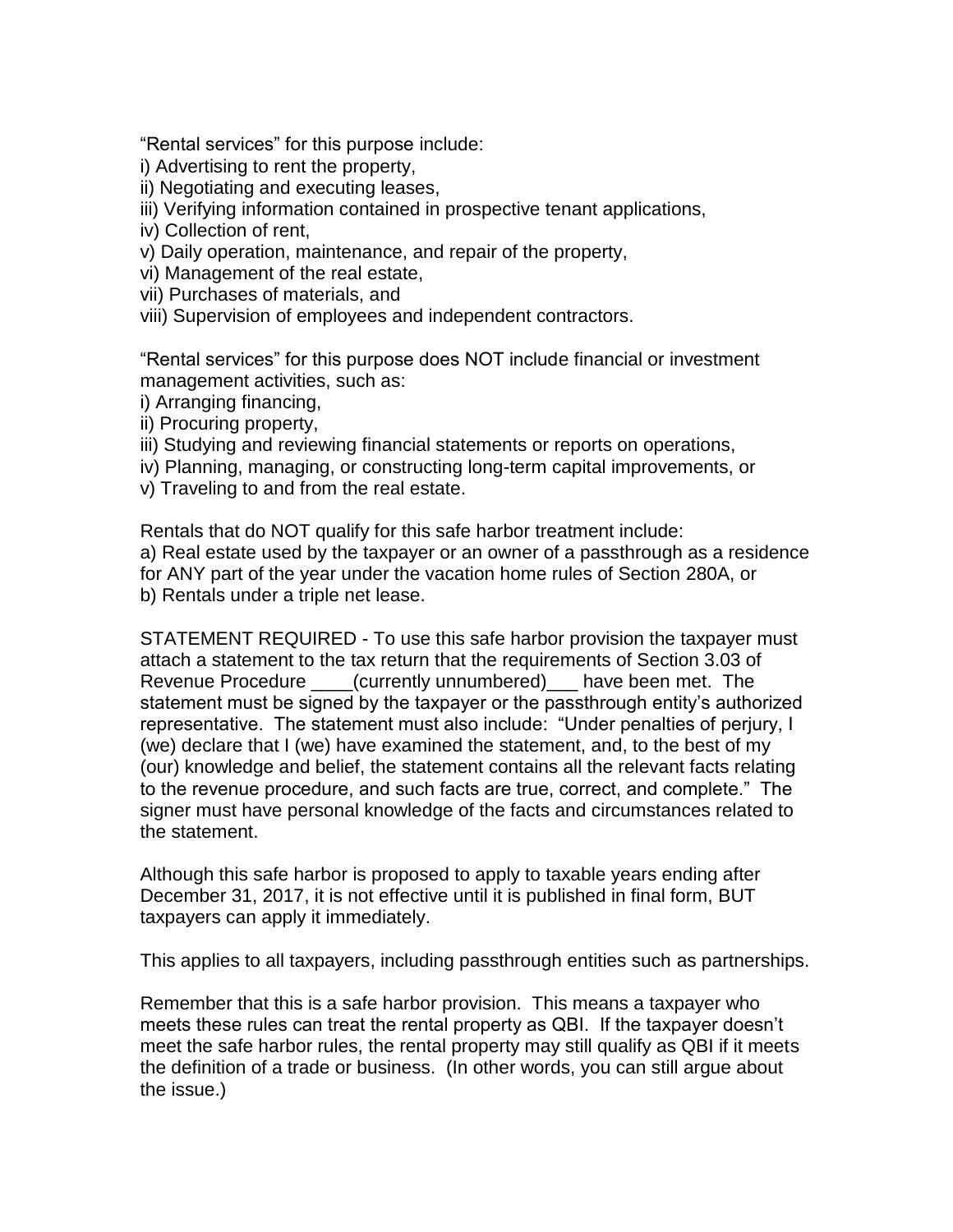“Rental services” for this purpose include:

i) Advertising to rent the property,
ii) Negotiating and executing leases,
iii) Verifying information contained in prospective tenant applications,
iv) Collection of rent,
v) Daily operation, maintenance, and repair of the property,
vi) Management of the real estate,
vii) Purchases of materials, and
viii) Supervision of employees and independent contractors.

“Rental services” for this purpose does NOT include financial or investment management activities, such as:

i) Arranging financing,
ii) Procuring property,
iii) Studying and reviewing financial statements or reports on operations,
iv) Planning, managing, or constructing long-term capital improvements, or
v) Traveling to and from the real estate.

Rentals that do NOT qualify for this safe harbor treatment include:

a) Real estate used by the taxpayer or an owner of a passthrough as a residence for ANY part of the year under the vacation home rules of Section 280A, or
b) Rentals under a triple net lease.

STATEMENT REQUIRED - To use this safe harbor provision the taxpayer must attach a statement to the tax return that the requirements of Section 3.03 of Revenue Procedure ____(currently unnumbered)___ have been met. The statement must be signed by the taxpayer or the passthrough entity’s authorized representative. The statement must also include: “Under penalties of perjury, I (we) declare that I (we) have examined the statement, and, to the best of my (our) knowledge and belief, the statement contains all the relevant facts relating to the revenue procedure, and such facts are true, correct, and complete.” The signer must have personal knowledge of the facts and circumstances related to the statement.

Although this safe harbor is proposed to apply to taxable years ending after December 31, 2017, it is not effective until it is published in final form, BUT taxpayers can apply it immediately.

This applies to all taxpayers, including passthrough entities such as partnerships.

Remember that this is a safe harbor provision. This means a taxpayer who meets these rules can treat the rental property as QBI. If the taxpayer doesn’t meet the safe harbor rules, the rental property may still qualify as QBI if it meets the definition of a trade or business. (In other words, you can still argue about the issue.)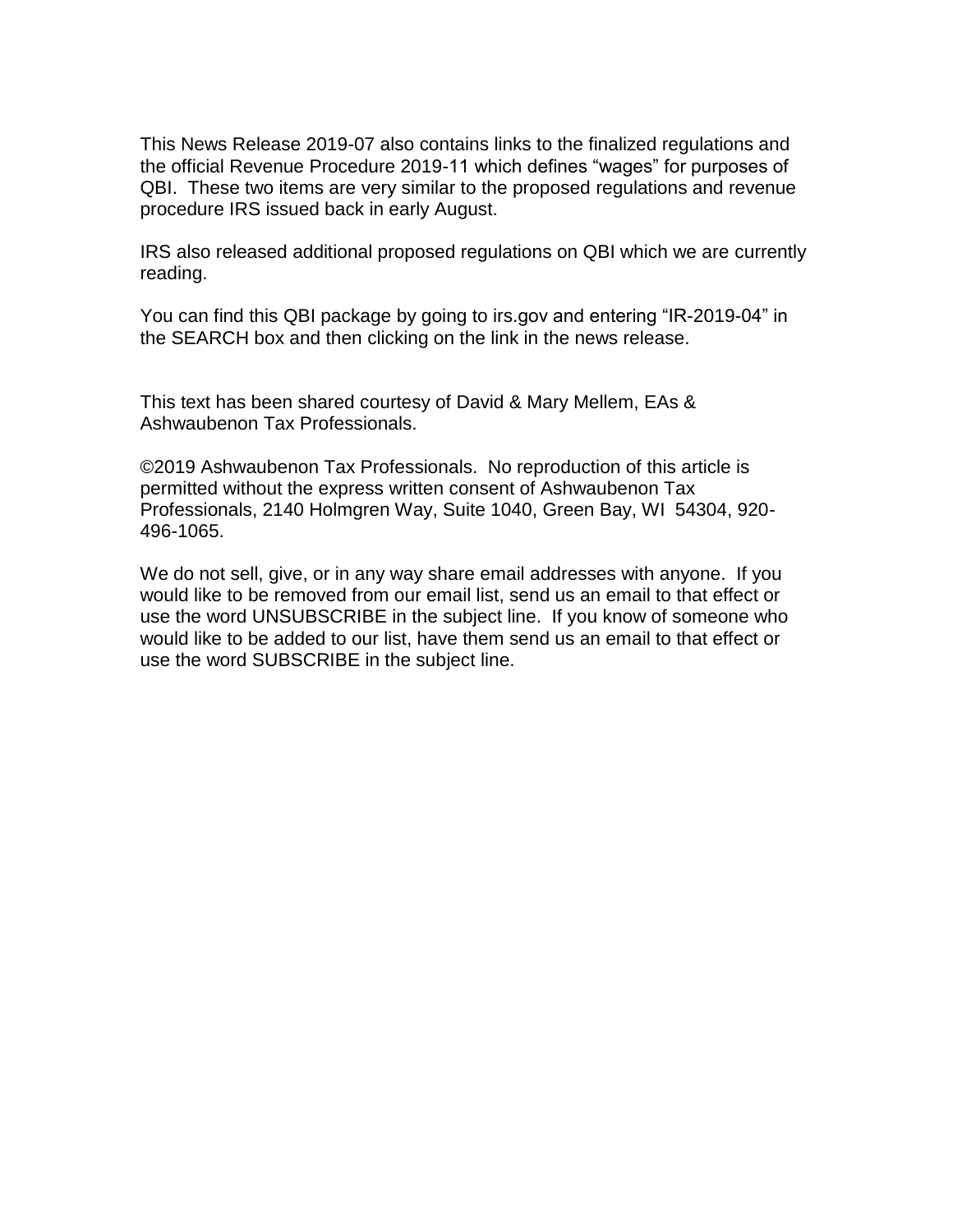This News Release 2019-07 also contains links to the finalized regulations and the official Revenue Procedure 2019-11 which defines "wages" for purposes of QBI. These two items are very similar to the proposed regulations and revenue procedure IRS issued back in early August.

IRS also released additional proposed regulations on QBI which we are currently reading.

You can find this QBI package by going to irs.gov and entering "IR-2019-04" in the SEARCH box and then clicking on the link in the news release.

This text has been shared courtesy of David & Mary Mellem, EAs & Ashwaubenon Tax Professionals.

©2019 Ashwaubenon Tax Professionals. No reproduction of this article is permitted without the express written consent of Ashwaubenon Tax Professionals, 2140 Holmgren Way, Suite 1040, Green Bay, WI 54304, 920-496-1065.

We do not sell, give, or in any way share email addresses with anyone. If you would like to be removed from our email list, send us an email to that effect or use the word UNSUBSCRIBE in the subject line. If you know of someone who would like to be added to our list, have them send us an email to that effect or use the word SUBSCRIBE in the subject line.